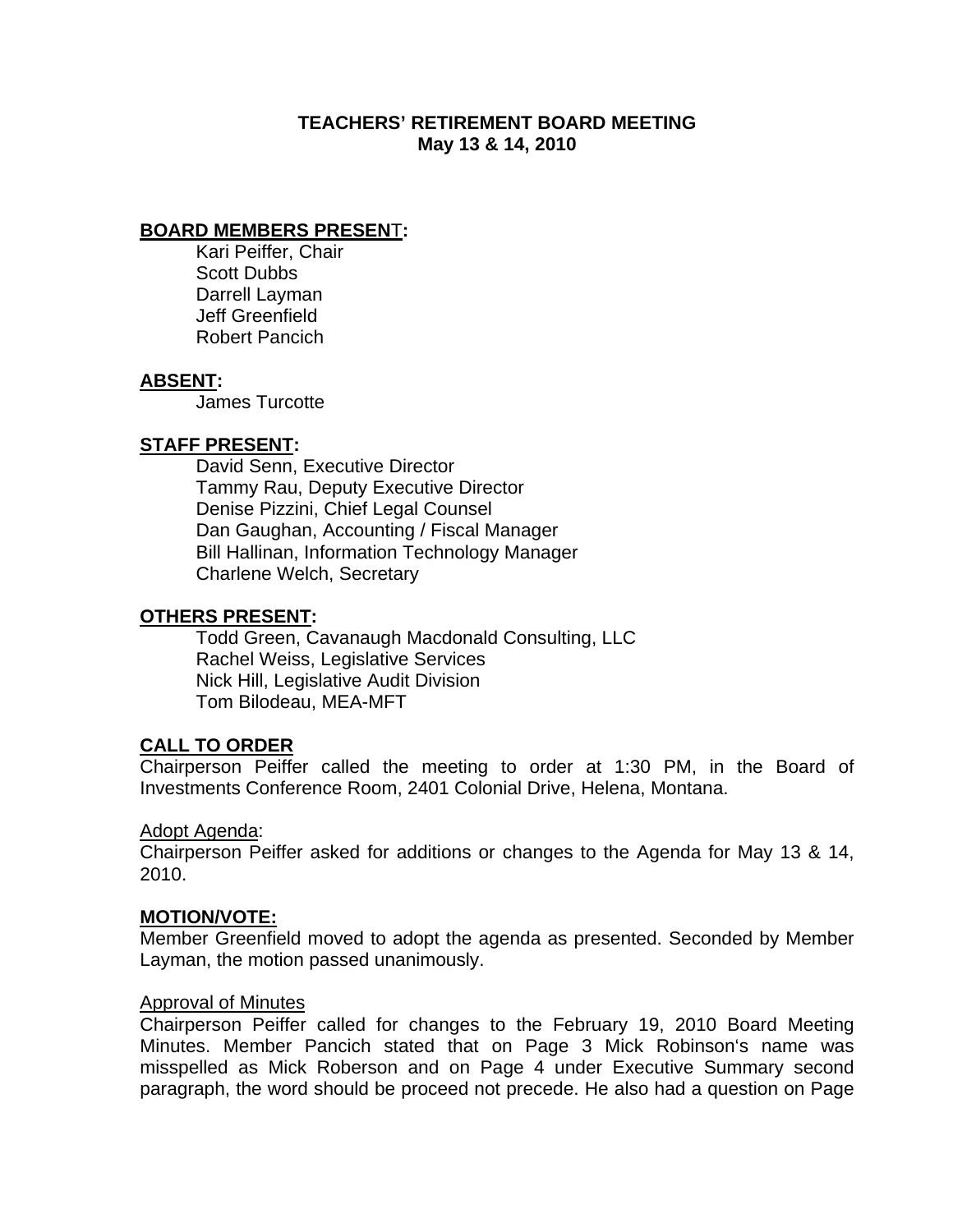# TEACHERS' RETIREMENT BOARD MEETING
## May 13 & 14, 2010

**BOARD MEMBERS PRESENT:**

Kari Peiffer, Chair
Scott Dubbs
Darrell Layman
Jeff Greenfield
Robert Pancich

**ABSENT:**

James Turcotte

**STAFF PRESENT:**

David Senn, Executive Director
Tammy Rau, Deputy Executive Director
Denise Pizzini, Chief Legal Counsel
Dan Gaughan, Accounting / Fiscal Manager
Bill Hallinan, Information Technology Manager
Charlene Welch, Secretary

**OTHERS PRESENT:**

Todd Green, Cavanaugh Macdonald Consulting, LLC
Rachel Weiss, Legislative Services
Nick Hill, Legislative Audit Division
Tom Bilodeau, MEA-MFT

**CALL TO ORDER**

Chairperson Peiffer called the meeting to order at 1:30 PM, in the Board of Investments Conference Room, 2401 Colonial Drive, Helena, Montana.

Adopt Agenda:

Chairperson Peiffer asked for additions or changes to the Agenda for May 13 & 14, 2010.

**MOTION/VOTE:**

Member Greenfield moved to adopt the agenda as presented. Seconded by Member Layman, the motion passed unanimously.

Approval of Minutes

Chairperson Peiffer called for changes to the February 19, 2010 Board Meeting Minutes. Member Pancich stated that on Page 3 Mick Robinson's name was misspelled as Mick Roberson and on Page 4 under Executive Summary second paragraph, the word should be proceed not precede. He also had a question on Page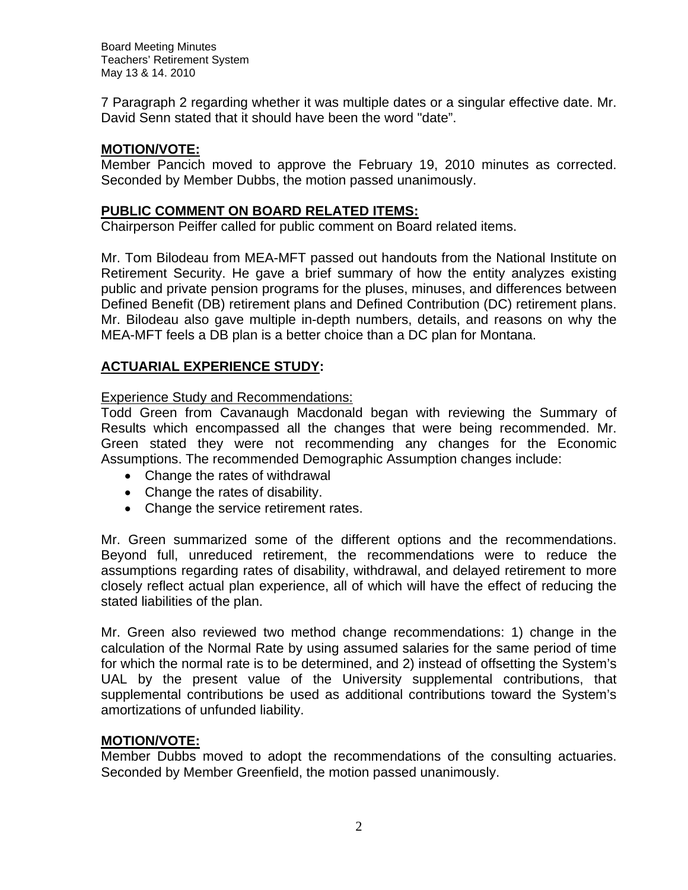7 Paragraph 2 regarding whether it was multiple dates or a singular effective date. Mr. David Senn stated that it should have been the word "date".

**MOTION/VOTE:**
Member Pancich moved to approve the February 19, 2010 minutes as corrected. Seconded by Member Dubbs, the motion passed unanimously.

**PUBLIC COMMENT ON BOARD RELATED ITEMS:**
Chairperson Peiffer called for public comment on Board related items.

Mr. Tom Bilodeau from MEA-MFT passed out handouts from the National Institute on Retirement Security. He gave a brief summary of how the entity analyzes existing public and private pension programs for the pluses, minuses, and differences between Defined Benefit (DB) retirement plans and Defined Contribution (DC) retirement plans. Mr. Bilodeau also gave multiple in-depth numbers, details, and reasons on why the MEA-MFT feels a DB plan is a better choice than a DC plan for Montana.

**ACTUARIAL EXPERIENCE STUDY:**

Experience Study and Recommendations:
Todd Green from Cavanaugh Macdonald began with reviewing the Summary of Results which encompassed all the changes that were being recommended. Mr. Green stated they were not recommending any changes for the Economic Assumptions. The recommended Demographic Assumption changes include:

- Change the rates of withdrawal
- Change the rates of disability.
- Change the service retirement rates.

Mr. Green summarized some of the different options and the recommendations. Beyond full, unreduced retirement, the recommendations were to reduce the assumptions regarding rates of disability, withdrawal, and delayed retirement to more closely reflect actual plan experience, all of which will have the effect of reducing the stated liabilities of the plan.

Mr. Green also reviewed two method change recommendations: 1) change in the calculation of the Normal Rate by using assumed salaries for the same period of time for which the normal rate is to be determined, and 2) instead of offsetting the System's UAL by the present value of the University supplemental contributions, that supplemental contributions be used as additional contributions toward the System's amortizations of unfunded liability.

**MOTION/VOTE:**
Member Dubbs moved to adopt the recommendations of the consulting actuaries. Seconded by Member Greenfield, the motion passed unanimously.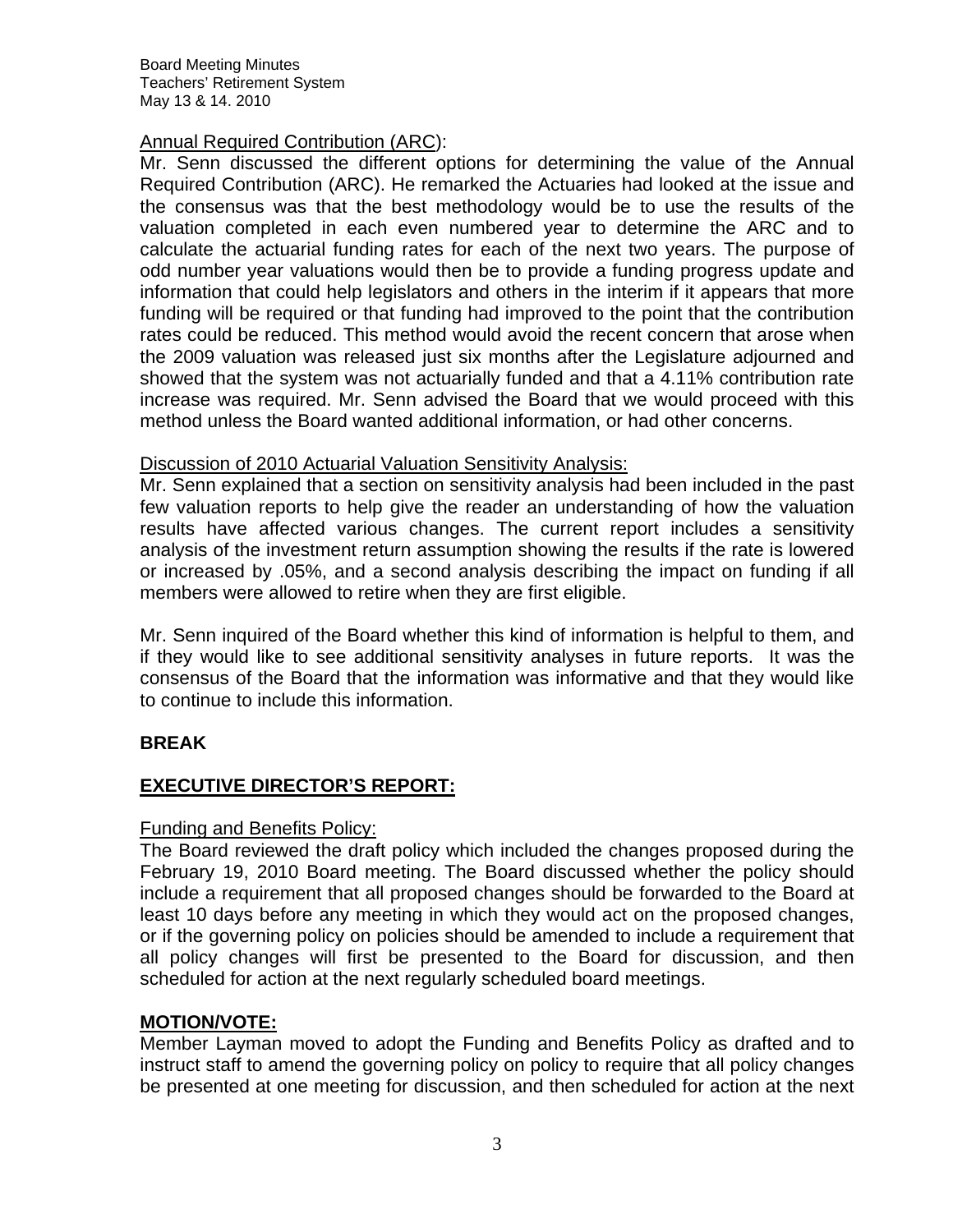Annual Required Contribution (ARC):

Mr. Senn discussed the different options for determining the value of the Annual Required Contribution (ARC). He remarked the Actuaries had looked at the issue and the consensus was that the best methodology would be to use the results of the valuation completed in each even numbered year to determine the ARC and to calculate the actuarial funding rates for each of the next two years. The purpose of odd number year valuations would then be to provide a funding progress update and information that could help legislators and others in the interim if it appears that more funding will be required or that funding had improved to the point that the contribution rates could be reduced. This method would avoid the recent concern that arose when the 2009 valuation was released just six months after the Legislature adjourned and showed that the system was not actuarially funded and that a 4.11% contribution rate increase was required. Mr. Senn advised the Board that we would proceed with this method unless the Board wanted additional information, or had other concerns.

Discussion of 2010 Actuarial Valuation Sensitivity Analysis:

Mr. Senn explained that a section on sensitivity analysis had been included in the past few valuation reports to help give the reader an understanding of how the valuation results have affected various changes. The current report includes a sensitivity analysis of the investment return assumption showing the results if the rate is lowered or increased by .05%, and a second analysis describing the impact on funding if all members were allowed to retire when they are first eligible.

Mr. Senn inquired of the Board whether this kind of information is helpful to them, and if they would like to see additional sensitivity analyses in future reports. It was the consensus of the Board that the information was informative and that they would like to continue to include this information.

**BREAK**

## EXECUTIVE DIRECTOR'S REPORT:

Funding and Benefits Policy:

The Board reviewed the draft policy which included the changes proposed during the February 19, 2010 Board meeting. The Board discussed whether the policy should include a requirement that all proposed changes should be forwarded to the Board at least 10 days before any meeting in which they would act on the proposed changes, or if the governing policy on policies should be amended to include a requirement that all policy changes will first be presented to the Board for discussion, and then scheduled for action at the next regularly scheduled board meetings.

**MOTION/VOTE:**

Member Layman moved to adopt the Funding and Benefits Policy as drafted and to instruct staff to amend the governing policy on policy to require that all policy changes be presented at one meeting for discussion, and then scheduled for action at the next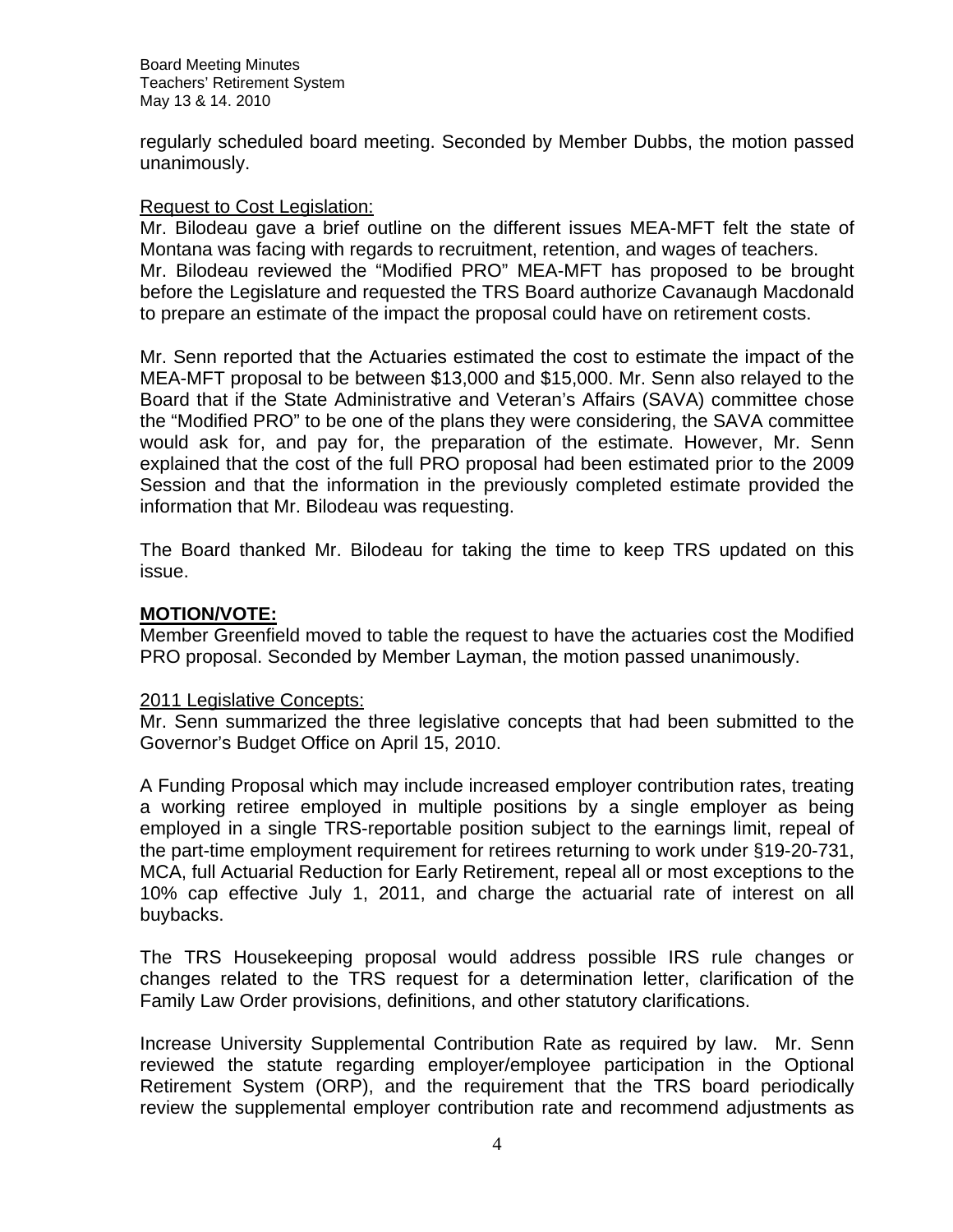regularly scheduled board meeting. Seconded by Member Dubbs, the motion passed unanimously.

Request to Cost Legislation:
Mr. Bilodeau gave a brief outline on the different issues MEA-MFT felt the state of Montana was facing with regards to recruitment, retention, and wages of teachers.
Mr. Bilodeau reviewed the "Modified PRO" MEA-MFT has proposed to be brought before the Legislature and requested the TRS Board authorize Cavanaugh Macdonald to prepare an estimate of the impact the proposal could have on retirement costs.

Mr. Senn reported that the Actuaries estimated the cost to estimate the impact of the MEA-MFT proposal to be between $13,000 and $15,000. Mr. Senn also relayed to the Board that if the State Administrative and Veteran's Affairs (SAVA) committee chose the "Modified PRO" to be one of the plans they were considering, the SAVA committee would ask for, and pay for, the preparation of the estimate. However, Mr. Senn explained that the cost of the full PRO proposal had been estimated prior to the 2009 Session and that the information in the previously completed estimate provided the information that Mr. Bilodeau was requesting.

The Board thanked Mr. Bilodeau for taking the time to keep TRS updated on this issue.

**MOTION/VOTE:**
Member Greenfield moved to table the request to have the actuaries cost the Modified PRO proposal. Seconded by Member Layman, the motion passed unanimously.

2011 Legislative Concepts:
Mr. Senn summarized the three legislative concepts that had been submitted to the Governor's Budget Office on April 15, 2010.

A Funding Proposal which may include increased employer contribution rates, treating a working retiree employed in multiple positions by a single employer as being employed in a single TRS-reportable position subject to the earnings limit, repeal of the part-time employment requirement for retirees returning to work under §19-20-731, MCA, full Actuarial Reduction for Early Retirement, repeal all or most exceptions to the 10% cap effective July 1, 2011, and charge the actuarial rate of interest on all buybacks.

The TRS Housekeeping proposal would address possible IRS rule changes or changes related to the TRS request for a determination letter, clarification of the Family Law Order provisions, definitions, and other statutory clarifications.

Increase University Supplemental Contribution Rate as required by law. Mr. Senn reviewed the statute regarding employer/employee participation in the Optional Retirement System (ORP), and the requirement that the TRS board periodically review the supplemental employer contribution rate and recommend adjustments as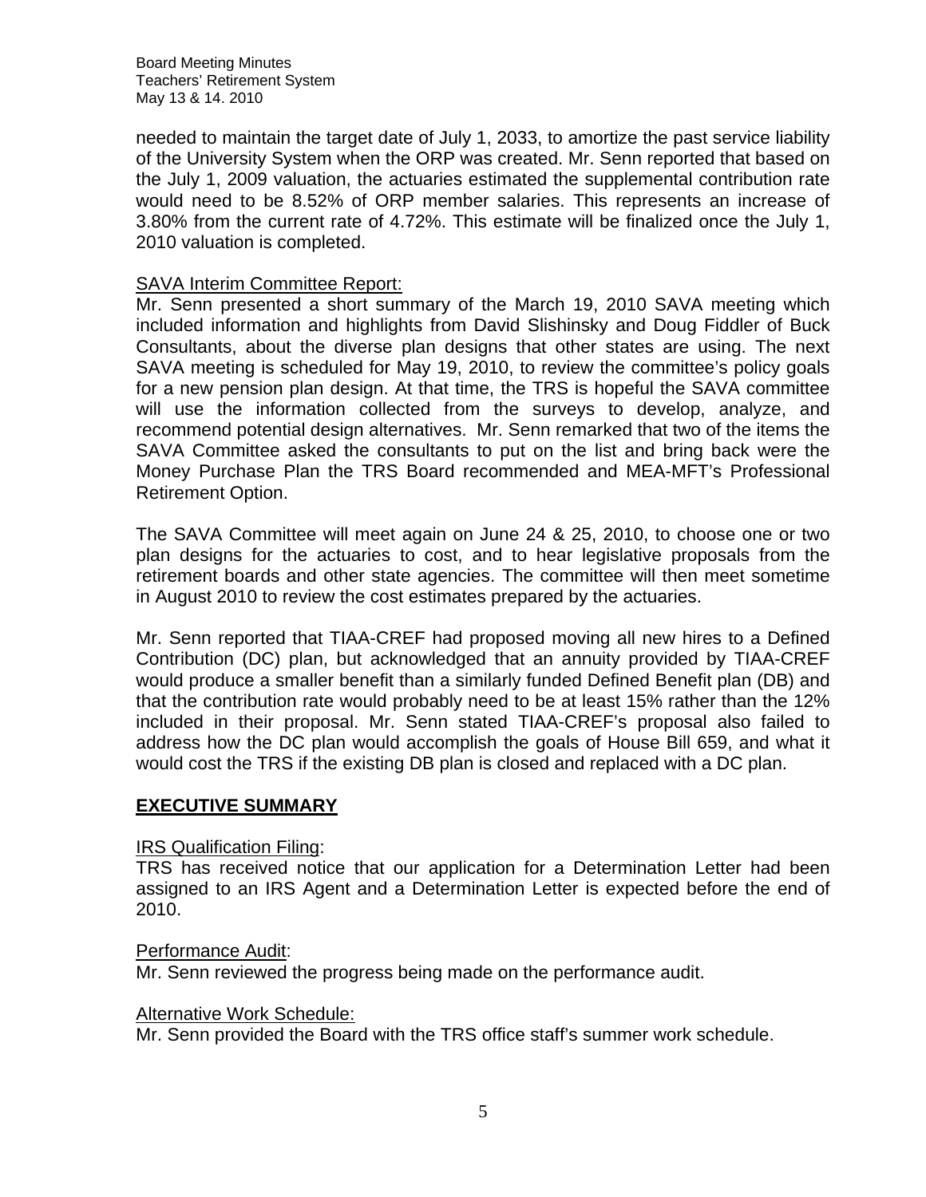needed to maintain the target date of July 1, 2033, to amortize the past service liability of the University System when the ORP was created. Mr. Senn reported that based on the July 1, 2009 valuation, the actuaries estimated the supplemental contribution rate would need to be 8.52% of ORP member salaries. This represents an increase of 3.80% from the current rate of 4.72%. This estimate will be finalized once the July 1, 2010 valuation is completed.

SAVA Interim Committee Report:

Mr. Senn presented a short summary of the March 19, 2010 SAVA meeting which included information and highlights from David Slishinsky and Doug Fiddler of Buck Consultants, about the diverse plan designs that other states are using. The next SAVA meeting is scheduled for May 19, 2010, to review the committee's policy goals for a new pension plan design. At that time, the TRS is hopeful the SAVA committee will use the information collected from the surveys to develop, analyze, and recommend potential design alternatives. Mr. Senn remarked that two of the items the SAVA Committee asked the consultants to put on the list and bring back were the Money Purchase Plan the TRS Board recommended and MEA-MFT's Professional Retirement Option.

The SAVA Committee will meet again on June 24 & 25, 2010, to choose one or two plan designs for the actuaries to cost, and to hear legislative proposals from the retirement boards and other state agencies. The committee will then meet sometime in August 2010 to review the cost estimates prepared by the actuaries.

Mr. Senn reported that TIAA-CREF had proposed moving all new hires to a Defined Contribution (DC) plan, but acknowledged that an annuity provided by TIAA-CREF would produce a smaller benefit than a similarly funded Defined Benefit plan (DB) and that the contribution rate would probably need to be at least 15% rather than the 12% included in their proposal. Mr. Senn stated TIAA-CREF's proposal also failed to address how the DC plan would accomplish the goals of House Bill 659, and what it would cost the TRS if the existing DB plan is closed and replaced with a DC plan.

## EXECUTIVE SUMMARY

IRS Qualification Filing:

TRS has received notice that our application for a Determination Letter had been assigned to an IRS Agent and a Determination Letter is expected before the end of 2010.

Performance Audit:

Mr. Senn reviewed the progress being made on the performance audit.

Alternative Work Schedule:

Mr. Senn provided the Board with the TRS office staff's summer work schedule.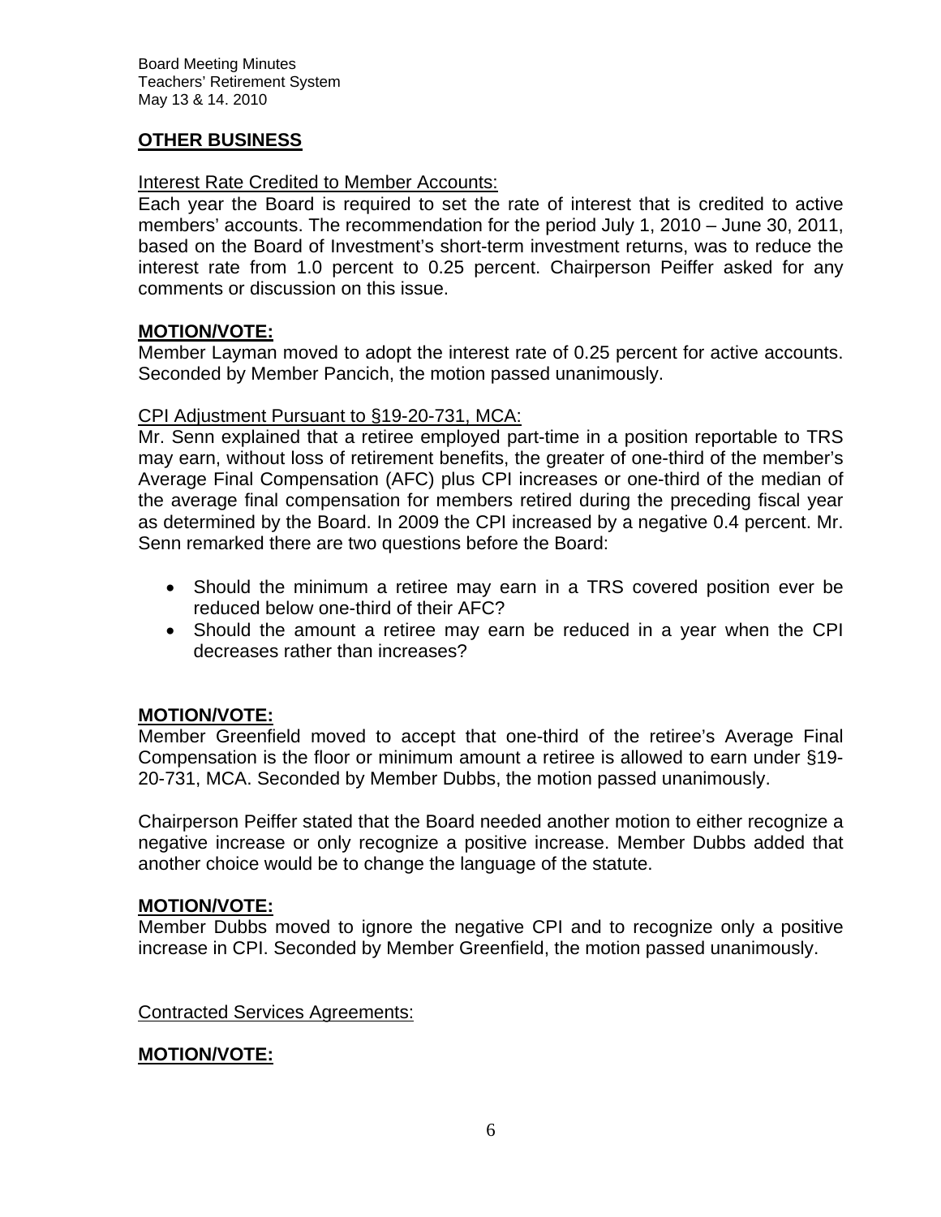## OTHER BUSINESS

Interest Rate Credited to Member Accounts:

Each year the Board is required to set the rate of interest that is credited to active members' accounts. The recommendation for the period July 1, 2010 – June 30, 2011, based on the Board of Investment's short-term investment returns, was to reduce the interest rate from 1.0 percent to 0.25 percent. Chairperson Peiffer asked for any comments or discussion on this issue.

### MOTION/VOTE:

Member Layman moved to adopt the interest rate of 0.25 percent for active accounts. Seconded by Member Pancich, the motion passed unanimously.

CPI Adjustment Pursuant to §19-20-731, MCA:

Mr. Senn explained that a retiree employed part-time in a position reportable to TRS may earn, without loss of retirement benefits, the greater of one-third of the member's Average Final Compensation (AFC) plus CPI increases or one-third of the median of the average final compensation for members retired during the preceding fiscal year as determined by the Board. In 2009 the CPI increased by a negative 0.4 percent. Mr. Senn remarked there are two questions before the Board:

- Should the minimum a retiree may earn in a TRS covered position ever be reduced below one-third of their AFC?
- Should the amount a retiree may earn be reduced in a year when the CPI decreases rather than increases?

### MOTION/VOTE:

Member Greenfield moved to accept that one-third of the retiree's Average Final Compensation is the floor or minimum amount a retiree is allowed to earn under §19-20-731, MCA. Seconded by Member Dubbs, the motion passed unanimously.

Chairperson Peiffer stated that the Board needed another motion to either recognize a negative increase or only recognize a positive increase. Member Dubbs added that another choice would be to change the language of the statute.

### MOTION/VOTE:

Member Dubbs moved to ignore the negative CPI and to recognize only a positive increase in CPI. Seconded by Member Greenfield, the motion passed unanimously.

Contracted Services Agreements:

### MOTION/VOTE: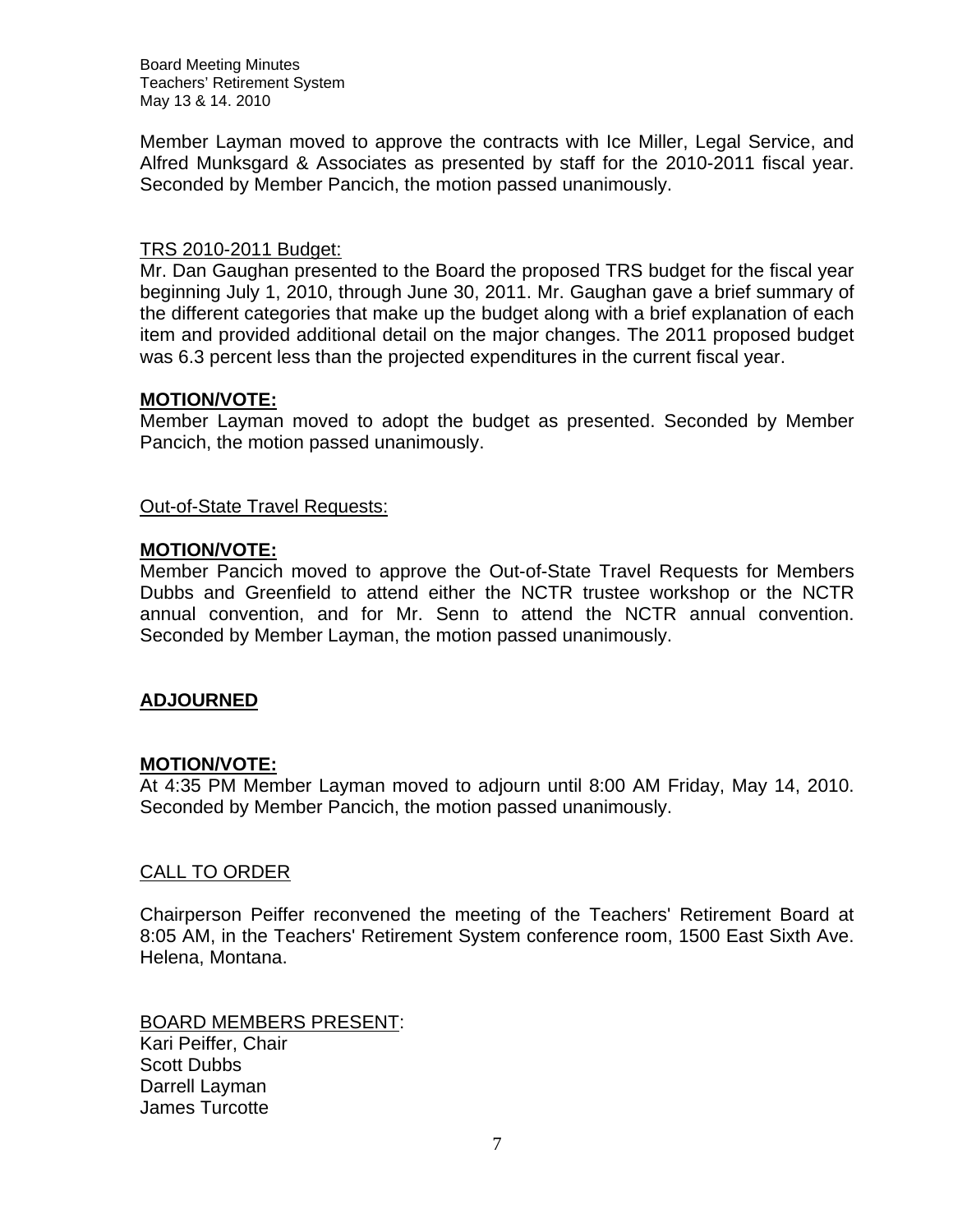Member Layman moved to approve the contracts with Ice Miller, Legal Service, and Alfred Munksgard & Associates as presented by staff for the 2010-2011 fiscal year. Seconded by Member Pancich, the motion passed unanimously.

TRS 2010-2011 Budget:

Mr. Dan Gaughan presented to the Board the proposed TRS budget for the fiscal year beginning July 1, 2010, through June 30, 2011. Mr. Gaughan gave a brief summary of the different categories that make up the budget along with a brief explanation of each item and provided additional detail on the major changes. The 2011 proposed budget was 6.3 percent less than the projected expenditures in the current fiscal year.

**MOTION/VOTE:**

Member Layman moved to adopt the budget as presented. Seconded by Member Pancich, the motion passed unanimously.

Out-of-State Travel Requests:

**MOTION/VOTE:**

Member Pancich moved to approve the Out-of-State Travel Requests for Members Dubbs and Greenfield to attend either the NCTR trustee workshop or the NCTR annual convention, and for Mr. Senn to attend the NCTR annual convention. Seconded by Member Layman, the motion passed unanimously.

**ADJOURNED**

**MOTION/VOTE:**

At 4:35 PM Member Layman moved to adjourn until 8:00 AM Friday, May 14, 2010. Seconded by Member Pancich, the motion passed unanimously.

CALL TO ORDER

Chairperson Peiffer reconvened the meeting of the Teachers' Retirement Board at 8:05 AM, in the Teachers' Retirement System conference room, 1500 East Sixth Ave. Helena, Montana.

BOARD MEMBERS PRESENT:
Kari Peiffer, Chair
Scott Dubbs
Darrell Layman
James Turcotte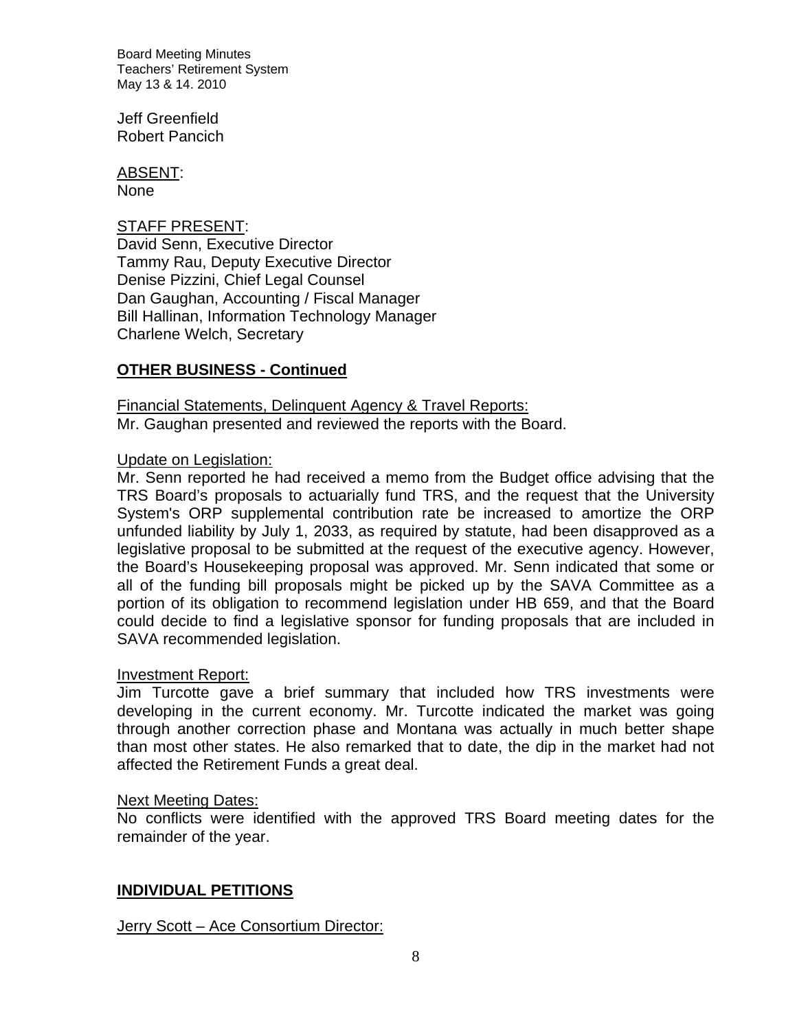Jeff Greenfield
Robert Pancich

ABSENT:
None

STAFF PRESENT:
David Senn, Executive Director
Tammy Rau, Deputy Executive Director
Denise Pizzini, Chief Legal Counsel
Dan Gaughan, Accounting / Fiscal Manager
Bill Hallinan, Information Technology Manager
Charlene Welch, Secretary

## OTHER BUSINESS - Continued

Financial Statements, Delinquent Agency & Travel Reports:
Mr. Gaughan presented and reviewed the reports with the Board.

Update on Legislation:
Mr. Senn reported he had received a memo from the Budget office advising that the TRS Board's proposals to actuarially fund TRS, and the request that the University System's ORP supplemental contribution rate be increased to amortize the ORP unfunded liability by July 1, 2033, as required by statute, had been disapproved as a legislative proposal to be submitted at the request of the executive agency. However, the Board's Housekeeping proposal was approved. Mr. Senn indicated that some or all of the funding bill proposals might be picked up by the SAVA Committee as a portion of its obligation to recommend legislation under HB 659, and that the Board could decide to find a legislative sponsor for funding proposals that are included in SAVA recommended legislation.

Investment Report:
Jim Turcotte gave a brief summary that included how TRS investments were developing in the current economy. Mr. Turcotte indicated the market was going through another correction phase and Montana was actually in much better shape than most other states. He also remarked that to date, the dip in the market had not affected the Retirement Funds a great deal.

Next Meeting Dates:
No conflicts were identified with the approved TRS Board meeting dates for the remainder of the year.

## INDIVIDUAL PETITIONS

Jerry Scott – Ace Consortium Director: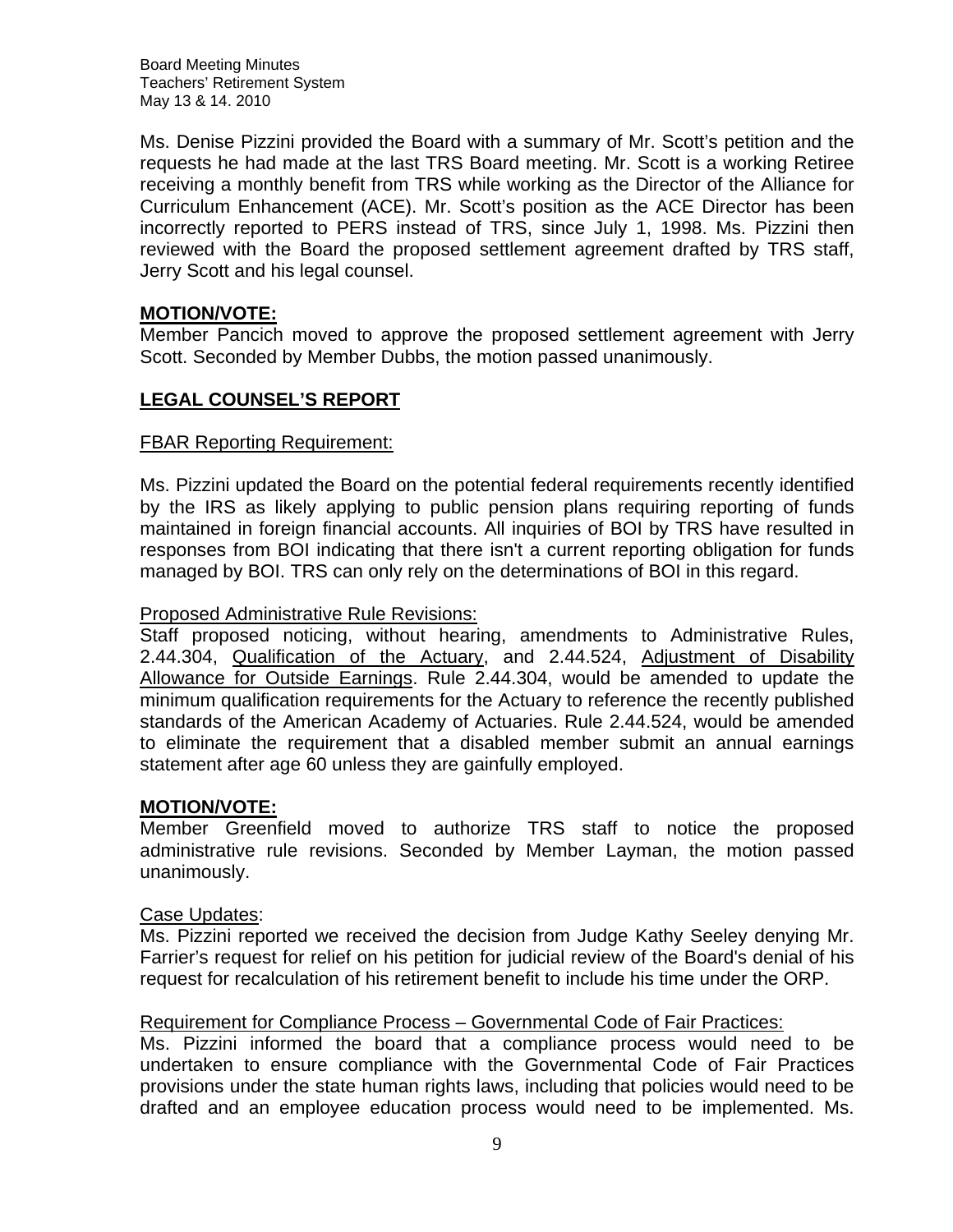Ms. Denise Pizzini provided the Board with a summary of Mr. Scott's petition and the requests he had made at the last TRS Board meeting. Mr. Scott is a working Retiree receiving a monthly benefit from TRS while working as the Director of the Alliance for Curriculum Enhancement (ACE). Mr. Scott's position as the ACE Director has been incorrectly reported to PERS instead of TRS, since July 1, 1998. Ms. Pizzini then reviewed with the Board the proposed settlement agreement drafted by TRS staff, Jerry Scott and his legal counsel.

**MOTION/VOTE:**
Member Pancich moved to approve the proposed settlement agreement with Jerry Scott. Seconded by Member Dubbs, the motion passed unanimously.

## LEGAL COUNSEL'S REPORT

FBAR Reporting Requirement:

Ms. Pizzini updated the Board on the potential federal requirements recently identified by the IRS as likely applying to public pension plans requiring reporting of funds maintained in foreign financial accounts. All inquiries of BOI by TRS have resulted in responses from BOI indicating that there isn't a current reporting obligation for funds managed by BOI. TRS can only rely on the determinations of BOI in this regard.

Proposed Administrative Rule Revisions:
Staff proposed noticing, without hearing, amendments to Administrative Rules, 2.44.304, Qualification of the Actuary, and 2.44.524, Adjustment of Disability Allowance for Outside Earnings. Rule 2.44.304, would be amended to update the minimum qualification requirements for the Actuary to reference the recently published standards of the American Academy of Actuaries. Rule 2.44.524, would be amended to eliminate the requirement that a disabled member submit an annual earnings statement after age 60 unless they are gainfully employed.

**MOTION/VOTE:**
Member Greenfield moved to authorize TRS staff to notice the proposed administrative rule revisions. Seconded by Member Layman, the motion passed unanimously.

Case Updates:
Ms. Pizzini reported we received the decision from Judge Kathy Seeley denying Mr. Farrier's request for relief on his petition for judicial review of the Board's denial of his request for recalculation of his retirement benefit to include his time under the ORP.

Requirement for Compliance Process – Governmental Code of Fair Practices:
Ms. Pizzini informed the board that a compliance process would need to be undertaken to ensure compliance with the Governmental Code of Fair Practices provisions under the state human rights laws, including that policies would need to be drafted and an employee education process would need to be implemented. Ms.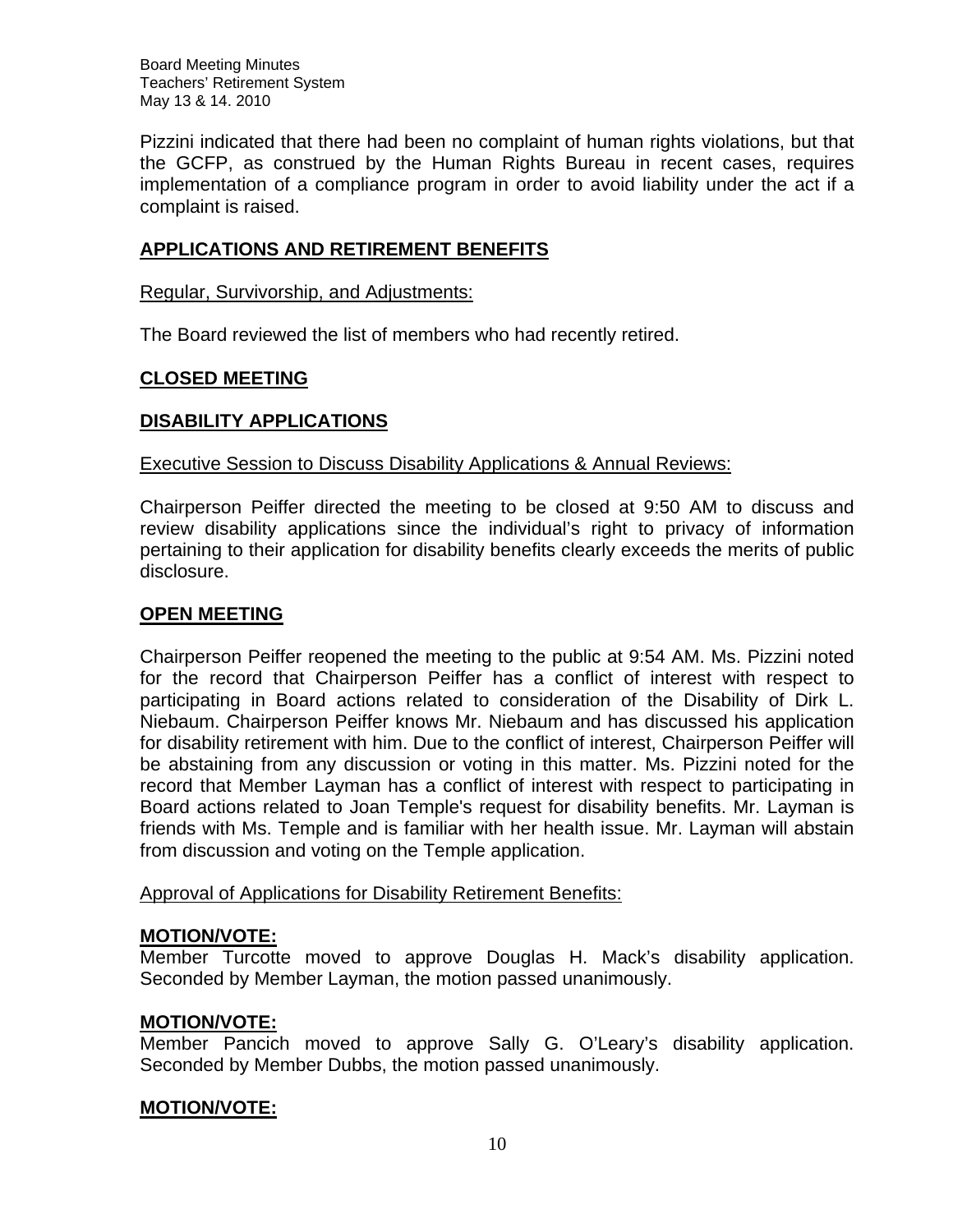Pizzini indicated that there had been no complaint of human rights violations, but that the GCFP, as construed by the Human Rights Bureau in recent cases, requires implementation of a compliance program in order to avoid liability under the act if a complaint is raised.

## APPLICATIONS AND RETIREMENT BENEFITS

Regular, Survivorship, and Adjustments:

The Board reviewed the list of members who had recently retired.

## CLOSED MEETING

## DISABILITY APPLICATIONS

Executive Session to Discuss Disability Applications & Annual Reviews:

Chairperson Peiffer directed the meeting to be closed at 9:50 AM to discuss and review disability applications since the individual's right to privacy of information pertaining to their application for disability benefits clearly exceeds the merits of public disclosure.

## OPEN MEETING

Chairperson Peiffer reopened the meeting to the public at 9:54 AM. Ms. Pizzini noted for the record that Chairperson Peiffer has a conflict of interest with respect to participating in Board actions related to consideration of the Disability of Dirk L. Niebaum. Chairperson Peiffer knows Mr. Niebaum and has discussed his application for disability retirement with him. Due to the conflict of interest, Chairperson Peiffer will be abstaining from any discussion or voting in this matter. Ms. Pizzini noted for the record that Member Layman has a conflict of interest with respect to participating in Board actions related to Joan Temple's request for disability benefits. Mr. Layman is friends with Ms. Temple and is familiar with her health issue. Mr. Layman will abstain from discussion and voting on the Temple application.

Approval of Applications for Disability Retirement Benefits:

**MOTION/VOTE:**
Member Turcotte moved to approve Douglas H. Mack's disability application. Seconded by Member Layman, the motion passed unanimously.

**MOTION/VOTE:**
Member Pancich moved to approve Sally G. O'Leary's disability application. Seconded by Member Dubbs, the motion passed unanimously.

**MOTION/VOTE:**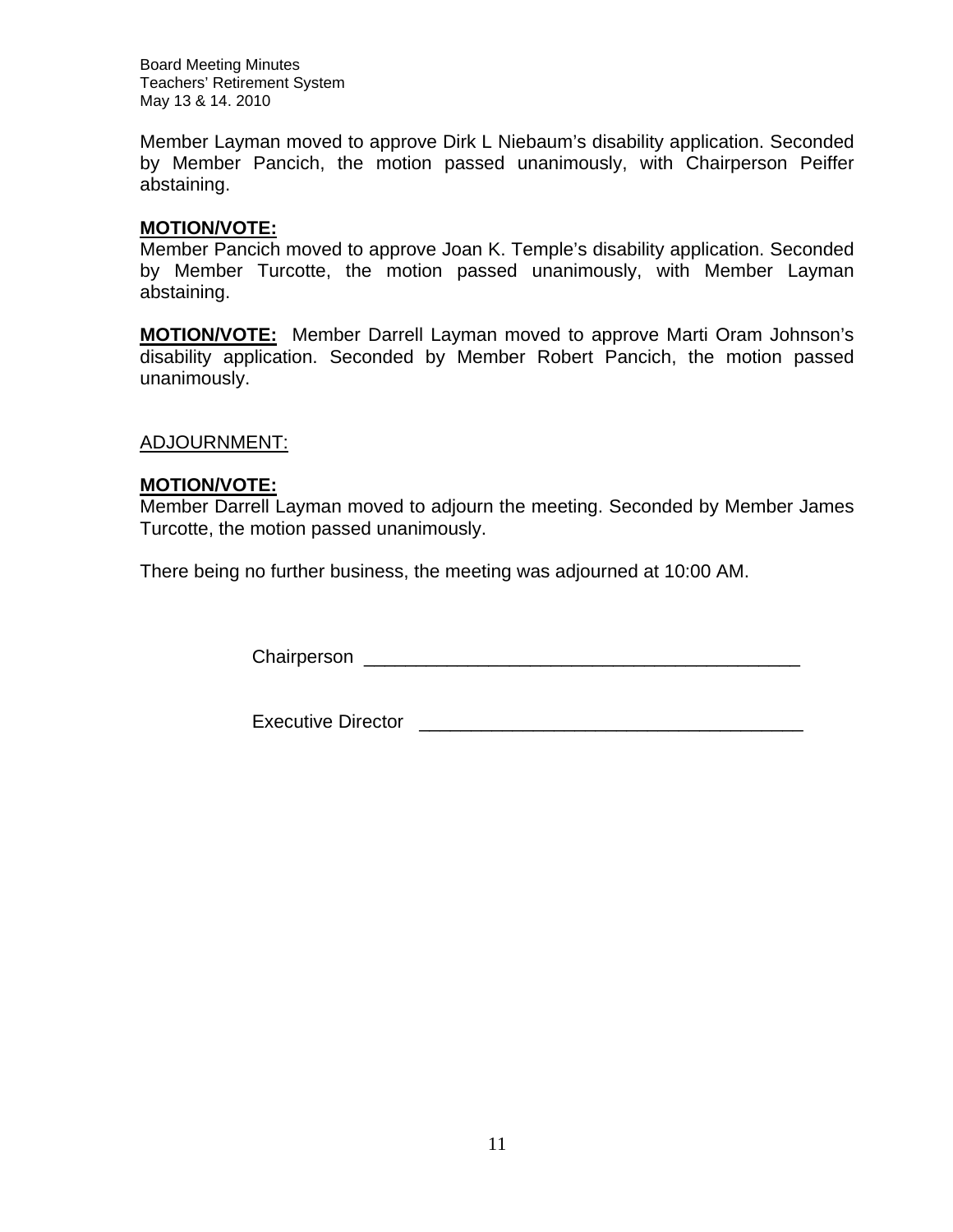Member Layman moved to approve Dirk L Niebaum's disability application. Seconded by Member Pancich, the motion passed unanimously, with Chairperson Peiffer abstaining.

**MOTION/VOTE:**
Member Pancich moved to approve Joan K. Temple's disability application. Seconded by Member Turcotte, the motion passed unanimously, with Member Layman abstaining.

**MOTION/VOTE:** Member Darrell Layman moved to approve Marti Oram Johnson's disability application. Seconded by Member Robert Pancich, the motion passed unanimously.

ADJOURNMENT:

**MOTION/VOTE:**
Member Darrell Layman moved to adjourn the meeting. Seconded by Member James Turcotte, the motion passed unanimously.

There being no further business, the meeting was adjourned at 10:00 AM.

Chairperson ___________________________________________

Executive Director ______________________________________